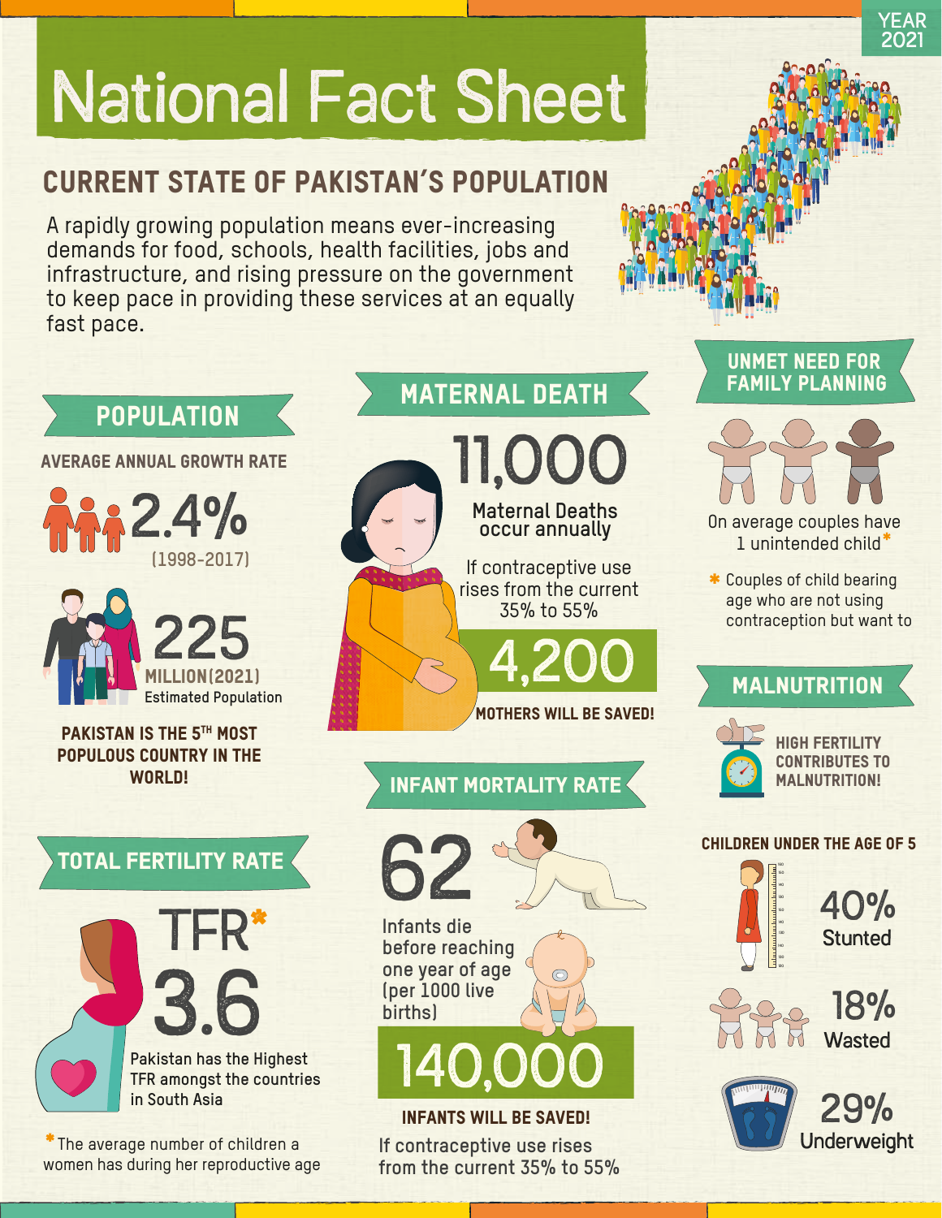YEAR 2021

# National Fact Sheet

## CURRENT STATE OF PAKISTAN'S POPULATION

A rapidly growing population means ever-increasing demands for food, schools, health facilities, jobs and infrastructure, and rising pressure on the government to keep pace in providing these services at an equally fast pace.

### POPULATION

**AVERAGE ANNUAL GROWTH RATE**

2.4%
(1998-2017)

225
MILLION(2021)
Estimated Population

**PAKISTAN IS THE 5TH MOST POPULOUS COUNTRY IN THE WORLD!**

### TOTAL FERTILITY RATE

TFR*
3.6

Pakistan has the Highest TFR amongst the countries in South Asia

*The average number of children a women has during her reproductive age

### MATERNAL DEATH

11,000
Maternal Deaths occur annually

If contraceptive use rises from the current 35% to 55%

4,200
**MOTHERS WILL BE SAVED!**

### INFANT MORTALITY RATE

62
Infants die before reaching one year of age (per 1000 live births)

140,000
**INFANTS WILL BE SAVED!**

If contraceptive use rises from the current 35% to 55%

### UNMET NEED FOR FAMILY PLANNING

On average couples have 1 unintended child*

* Couples of child bearing age who are not using contraception but want to

### MALNUTRITION

**HIGH FERTILITY CONTRIBUTES TO MALNUTRITION!**

**CHILDREN UNDER THE AGE OF 5**

40%
Stunted

18%
Wasted

29%
Underweight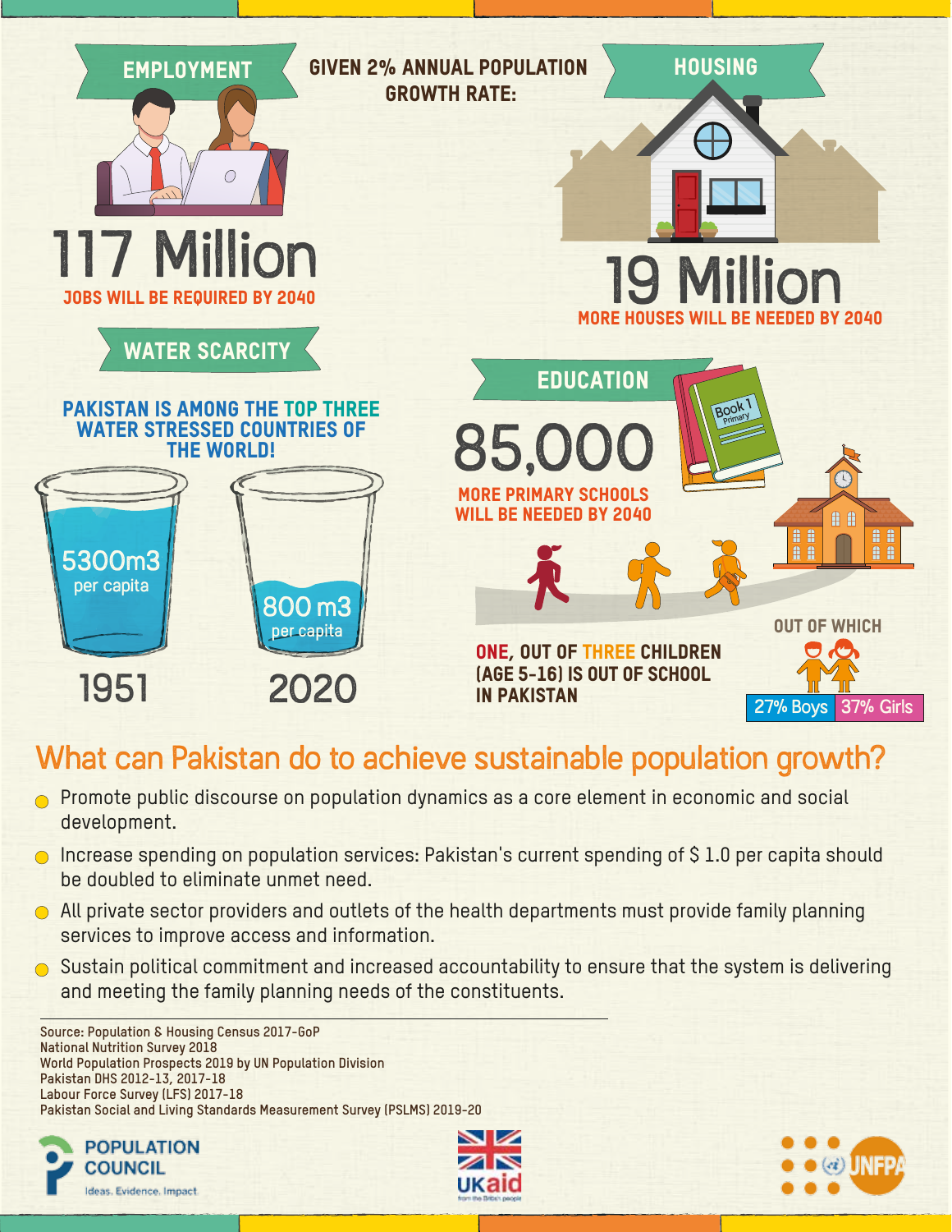GIVEN 2% ANNUAL POPULATION GROWTH RATE:

## EMPLOYMENT

117 Million

JOBS WILL BE REQUIRED BY 2040

## HOUSING

19 Million

MORE HOUSES WILL BE NEEDED BY 2040

## WATER SCARCITY

PAKISTAN IS AMONG THE TOP THREE WATER STRESSED COUNTRIES OF THE WORLD!

5300m3 per capita

1951

800 m3 per capita

2020

## EDUCATION

85,000

MORE PRIMARY SCHOOLS WILL BE NEEDED BY 2040

ONE, OUT OF THREE CHILDREN (AGE 5-16) IS OUT OF SCHOOL IN PAKISTAN

OUT OF WHICH

27% Boys 37% Girls

## What can Pakistan do to achieve sustainable population growth?

- Promote public discourse on population dynamics as a core element in economic and social development.
- Increase spending on population services: Pakistan's current spending of $ 1.0 per capita should be doubled to eliminate unmet need.
- All private sector providers and outlets of the health departments must provide family planning services to improve access and information.
- Sustain political commitment and increased accountability to ensure that the system is delivering and meeting the family planning needs of the constituents.

Source: Population & Housing Census 2017-GoP
National Nutrition Survey 2018
World Population Prospects 2019 by UN Population Division
Pakistan DHS 2012-13, 2017-18
Labour Force Survey (LFS) 2017-18
Pakistan Social and Living Standards Measurement Survey (PSLMS) 2019-20

POPULATION COUNCIL Ideas. Evidence. Impact.

UKaid from the British people

UNFPA